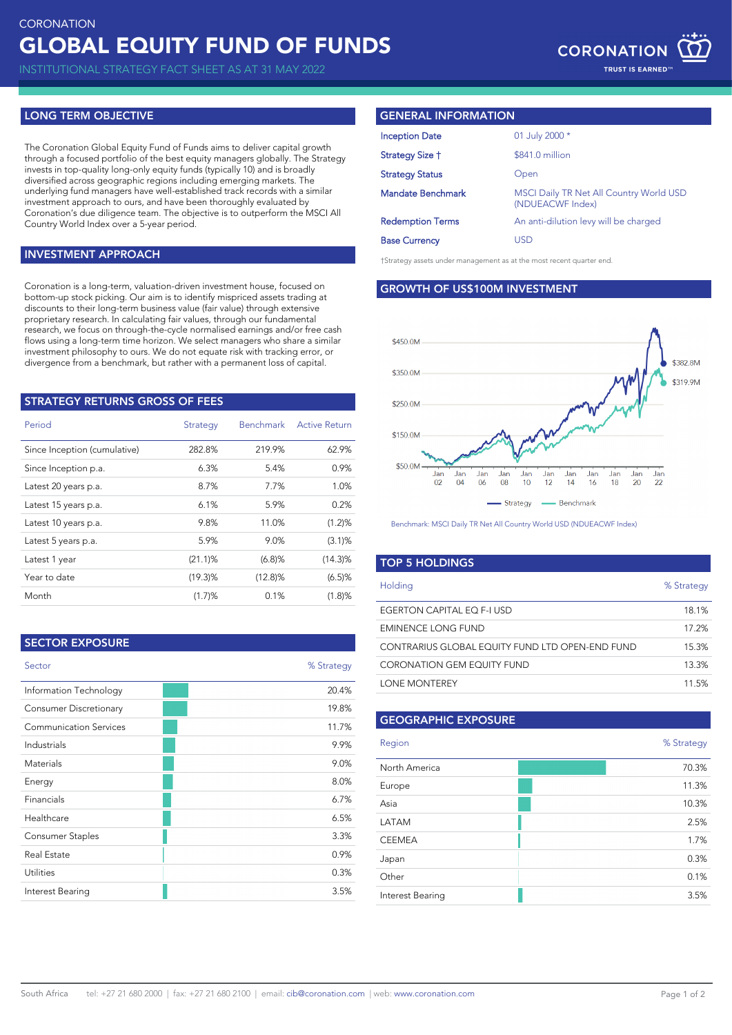CORONATION

# GLOBAL EQUITY FUND OF FUNDS

INSTITUTIONAL STRATEGY FACT SHEET AS AT 31 MAY 2022

CORONATION
TRUST IS EARNED™

## LONG TERM OBJECTIVE

The Coronation Global Equity Fund of Funds aims to deliver capital growth through a focused portfolio of the best equity managers globally. The Strategy invests in top-quality long-only equity funds (typically 10) and is broadly diversified across geographic regions including emerging markets. The underlying fund managers have well-established track records with a similar investment approach to ours, and have been thoroughly evaluated by Coronation's due diligence team. The objective is to outperform the MSCI All Country World Index over a 5-year period.

## INVESTMENT APPROACH

Coronation is a long-term, valuation-driven investment house, focused on bottom-up stock picking. Our aim is to identify mispriced assets trading at discounts to their long-term business value (fair value) through extensive proprietary research. In calculating fair values, through our fundamental research, we focus on through-the-cycle normalised earnings and/or free cash flows using a long-term time horizon. We select managers who share a similar investment philosophy to ours. We do not equate risk with tracking error, or divergence from a benchmark, but rather with a permanent loss of capital.

## STRATEGY RETURNS GROSS OF FEES

| Period | Strategy | Benchmark | Active Return |
|---|---|---|---|
| Since Inception (cumulative) | 282.8% | 219.9% | 62.9% |
| Since Inception p.a. | 6.3% | 5.4% | 0.9% |
| Latest 20 years p.a. | 8.7% | 7.7% | 1.0% |
| Latest 15 years p.a. | 6.1% | 5.9% | 0.2% |
| Latest 10 years p.a. | 9.8% | 11.0% | (1.2)% |
| Latest 5 years p.a. | 5.9% | 9.0% | (3.1)% |
| Latest 1 year | (21.1)% | (6.8)% | (14.3)% |
| Year to date | (19.3)% | (12.8)% | (6.5)% |
| Month | (1.7)% | 0.1% | (1.8)% |

## SECTOR EXPOSURE

| Sector | % Strategy |
|---|---|
| Information Technology | 20.4% |
| Consumer Discretionary | 19.8% |
| Communication Services | 11.7% |
| Industrials | 9.9% |
| Materials | 9.0% |
| Energy | 8.0% |
| Financials | 6.7% |
| Healthcare | 6.5% |
| Consumer Staples | 3.3% |
| Real Estate | 0.9% |
| Utilities | 0.3% |
| Interest Bearing | 3.5% |

## GENERAL INFORMATION

| | |
|---|---|
| Inception Date | 01 July 2000 * |
| Strategy Size † | $841.0 million |
| Strategy Status | Open |
| Mandate Benchmark | MSCI Daily TR Net All Country World USD (NDUEACWF Index) |
| Redemption Terms | An anti-dilution levy will be charged |
| Base Currency | USD |

†Strategy assets under management as at the most recent quarter end.

## GROWTH OF US$100M INVESTMENT

Strategy: $382.8M; Benchmark: $319.9M

Benchmark: MSCI Daily TR Net All Country World USD (NDUEACWF Index)

## TOP 5 HOLDINGS

| Holding | % Strategy |
|---|---|
| EGERTON CAPITAL EQ F-I USD | 18.1% |
| EMINENCE LONG FUND | 17.2% |
| CONTRARIUS GLOBAL EQUITY FUND LTD OPEN-END FUND | 15.3% |
| CORONATION GEM EQUITY FUND | 13.3% |
| LONE MONTEREY | 11.5% |

## GEOGRAPHIC EXPOSURE

| Region | % Strategy |
|---|---|
| North America | 70.3% |
| Europe | 11.3% |
| Asia | 10.3% |
| LATAM | 2.5% |
| CEEMEA | 1.7% |
| Japan | 0.3% |
| Other | 0.1% |
| Interest Bearing | 3.5% |

South Africa tel: +27 21 680 2000 | fax: +27 21 680 2100 | email: cib@coronation.com | web: www.coronation.com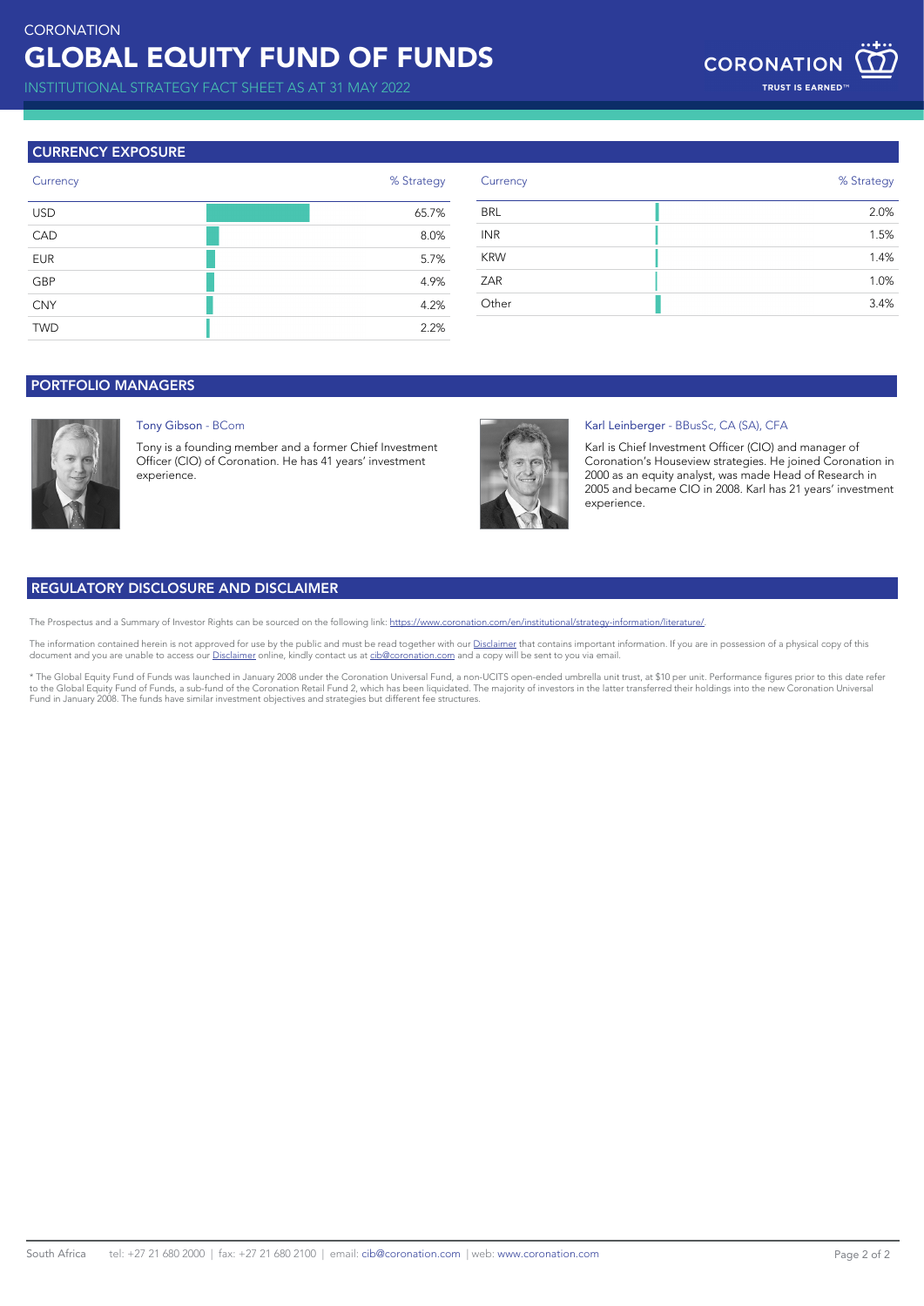CORONATION

# GLOBAL EQUITY FUND OF FUNDS

INSTITUTIONAL STRATEGY FACT SHEET AS AT 31 MAY 2022

## CURRENCY EXPOSURE

| Currency | % Strategy |
|---|---|
| USD | 65.7% |
| CAD | 8.0% |
| EUR | 5.7% |
| GBP | 4.9% |
| CNY | 4.2% |
| TWD | 2.2% |
| BRL | 2.0% |
| INR | 1.5% |
| KRW | 1.4% |
| ZAR | 1.0% |
| Other | 3.4% |

## PORTFOLIO MANAGERS

**Tony Gibson** - BCom

Tony is a founding member and a former Chief Investment Officer (CIO) of Coronation. He has 41 years' investment experience.

**Karl Leinberger** - BBusSc, CA (SA), CFA

Karl is Chief Investment Officer (CIO) and manager of Coronation's Houseview strategies. He joined Coronation in 2000 as an equity analyst, was made Head of Research in 2005 and became CIO in 2008. Karl has 21 years' investment experience.

## REGULATORY DISCLOSURE AND DISCLAIMER

The Prospectus and a Summary of Investor Rights can be sourced on the following link: https://www.coronation.com/en/institutional/strategy-information/literature/.

The information contained herein is not approved for use by the public and must be read together with our Disclaimer that contains important information. If you are in possession of a physical copy of this document and you are unable to access our Disclaimer online, kindly contact us at cib@coronation.com and a copy will be sent to you via email.

* The Global Equity Fund of Funds was launched in January 2008 under the Coronation Universal Fund, a non-UCITS open-ended umbrella unit trust, at $10 per unit. Performance figures prior to this date refer to the Global Equity Fund of Funds, a sub-fund of the Coronation Retail Fund 2, which has been liquidated. The majority of investors in the latter transferred their holdings into the new Coronation Universal Fund in January 2008. The funds have similar investment objectives and strategies but different fee structures.

South Africa tel: +27 21 680 2000 | fax: +27 21 680 2100 | email: cib@coronation.com | web: www.coronation.com